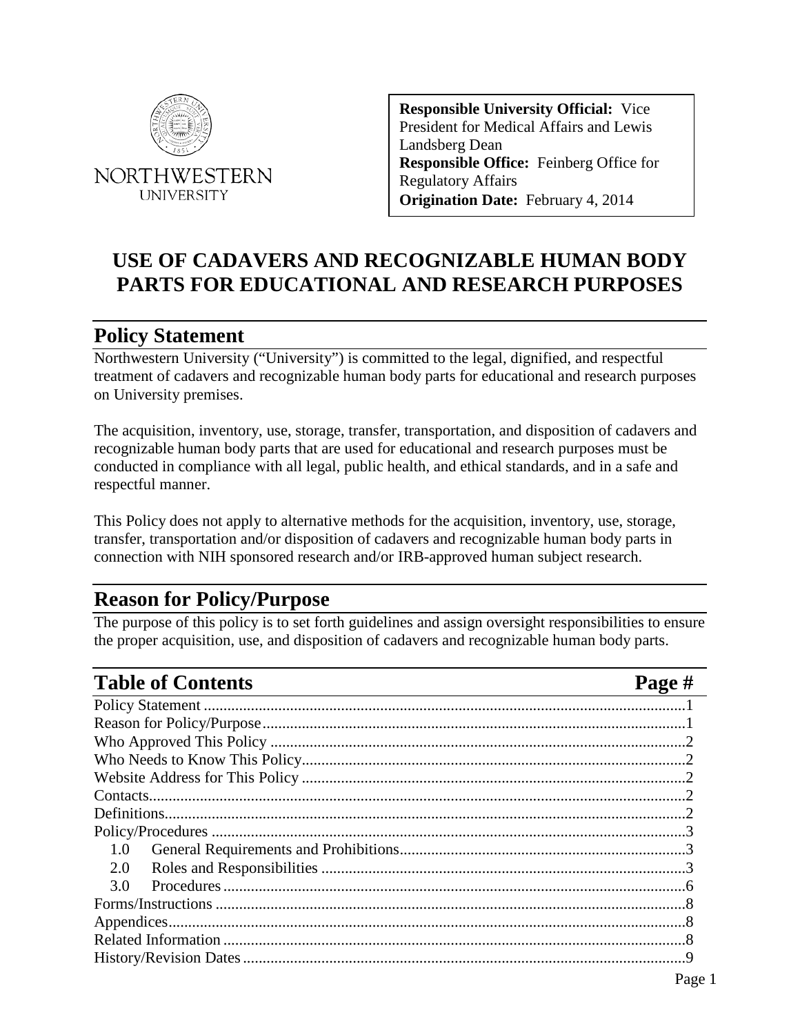NORTHWESTERN UNIVERSITY

**Responsible University Official:** Vice President for Medical Affairs and Lewis Landsberg Dean
**Responsible Office:** Feinberg Office for Regulatory Affairs
**Origination Date:** February 4, 2014

# USE OF CADAVERS AND RECOGNIZABLE HUMAN BODY PARTS FOR EDUCATIONAL AND RESEARCH PURPOSES

## Policy Statement

Northwestern University ("University") is committed to the legal, dignified, and respectful treatment of cadavers and recognizable human body parts for educational and research purposes on University premises.

The acquisition, inventory, use, storage, transfer, transportation, and disposition of cadavers and recognizable human body parts that are used for educational and research purposes must be conducted in compliance with all legal, public health, and ethical standards, and in a safe and respectful manner.

This Policy does not apply to alternative methods for the acquisition, inventory, use, storage, transfer, transportation and/or disposition of cadavers and recognizable human body parts in connection with NIH sponsored research and/or IRB-approved human subject research.

## Reason for Policy/Purpose

The purpose of this policy is to set forth guidelines and assign oversight responsibilities to ensure the proper acquisition, use, and disposition of cadavers and recognizable human body parts.

## Table of Contents

| Section | Page # |
|---|---|
| Policy Statement | 1 |
| Reason for Policy/Purpose | 1 |
| Who Approved This Policy | 2 |
| Who Needs to Know This Policy | 2 |
| Website Address for This Policy | 2 |
| Contacts | 2 |
| Definitions | 2 |
| Policy/Procedures | 3 |
| 1.0 General Requirements and Prohibitions | 3 |
| 2.0 Roles and Responsibilities | 3 |
| 3.0 Procedures | 6 |
| Forms/Instructions | 8 |
| Appendices | 8 |
| Related Information | 8 |
| History/Revision Dates | 9 |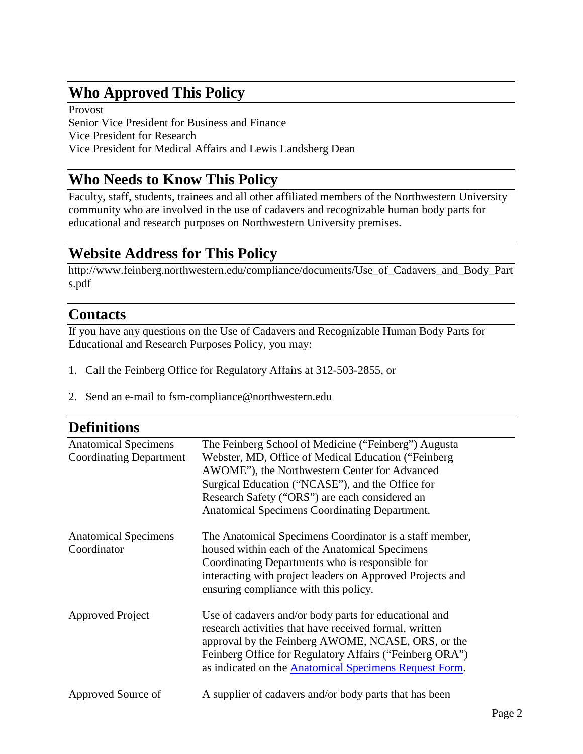## Who Approved This Policy

Provost
Senior Vice President for Business and Finance
Vice President for Research
Vice President for Medical Affairs and Lewis Landsberg Dean

## Who Needs to Know This Policy

Faculty, staff, students, trainees and all other affiliated members of the Northwestern University community who are involved in the use of cadavers and recognizable human body parts for educational and research purposes on Northwestern University premises.

## Website Address for This Policy

http://www.feinberg.northwestern.edu/compliance/documents/Use_of_Cadavers_and_Body_Parts.pdf

## Contacts

If you have any questions on the Use of Cadavers and Recognizable Human Body Parts for Educational and Research Purposes Policy, you may:

1. Call the Feinberg Office for Regulatory Affairs at 312-503-2855, or
2. Send an e-mail to fsm-compliance@northwestern.edu

## Definitions

| | |
|---|---|
| Anatomical Specimens Coordinating Department | The Feinberg School of Medicine ("Feinberg") Augusta Webster, MD, Office of Medical Education ("Feinberg AWOME"), the Northwestern Center for Advanced Surgical Education ("NCASE"), and the Office for Research Safety ("ORS") are each considered an Anatomical Specimens Coordinating Department. |
| Anatomical Specimens Coordinator | The Anatomical Specimens Coordinator is a staff member, housed within each of the Anatomical Specimens Coordinating Departments who is responsible for interacting with project leaders on Approved Projects and ensuring compliance with this policy. |
| Approved Project | Use of cadavers and/or body parts for educational and research activities that have received formal, written approval by the Feinberg AWOME, NCASE, ORS, or the Feinberg Office for Regulatory Affairs ("Feinberg ORA") as indicated on the Anatomical Specimens Request Form. |
| Approved Source of | A supplier of cadavers and/or body parts that has been |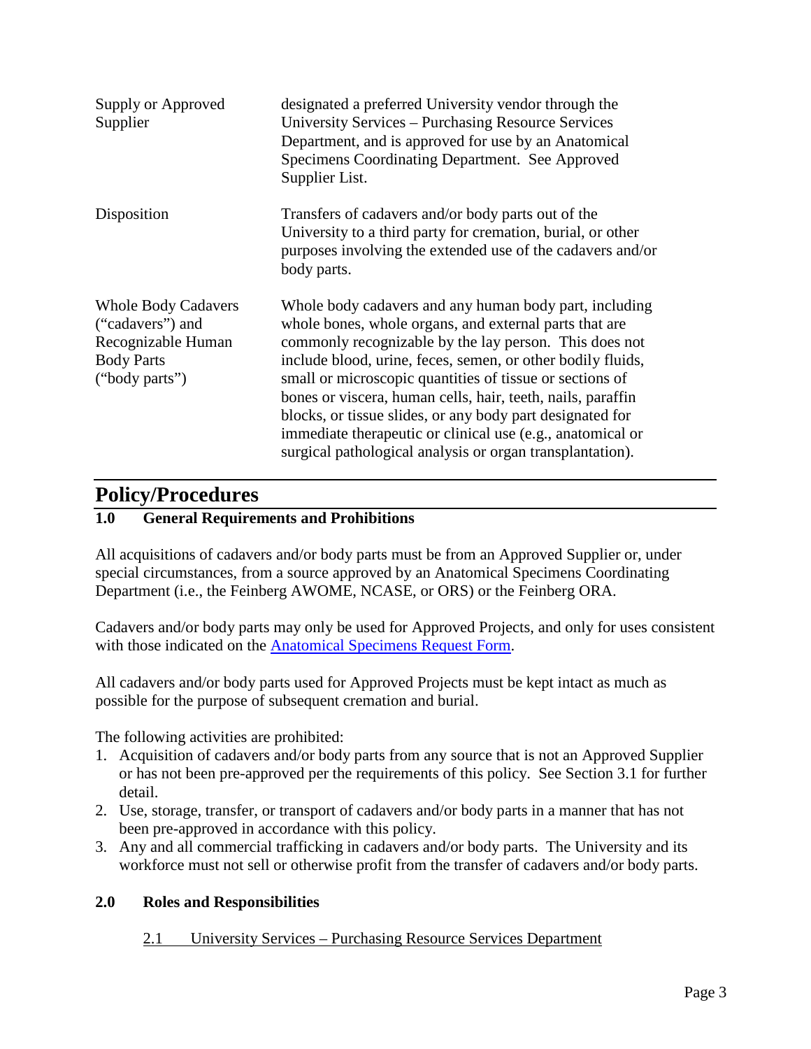| | |
|---|---|
| Supply or Approved Supplier | designated a preferred University vendor through the University Services – Purchasing Resource Services Department, and is approved for use by an Anatomical Specimens Coordinating Department. See Approved Supplier List. |
| Disposition | Transfers of cadavers and/or body parts out of the University to a third party for cremation, burial, or other purposes involving the extended use of the cadavers and/or body parts. |
| Whole Body Cadavers ("cadavers") and Recognizable Human Body Parts ("body parts") | Whole body cadavers and any human body part, including whole bones, whole organs, and external parts that are commonly recognizable by the lay person. This does not include blood, urine, feces, semen, or other bodily fluids, small or microscopic quantities of tissue or sections of bones or viscera, human cells, hair, teeth, nails, paraffin blocks, or tissue slides, or any body part designated for immediate therapeutic or clinical use (e.g., anatomical or surgical pathological analysis or organ transplantation). |

# Policy/Procedures

## 1.0 General Requirements and Prohibitions

All acquisitions of cadavers and/or body parts must be from an Approved Supplier or, under special circumstances, from a source approved by an Anatomical Specimens Coordinating Department (i.e., the Feinberg AWOME, NCASE, or ORS) or the Feinberg ORA.

Cadavers and/or body parts may only be used for Approved Projects, and only for uses consistent with those indicated on the Anatomical Specimens Request Form.

All cadavers and/or body parts used for Approved Projects must be kept intact as much as possible for the purpose of subsequent cremation and burial.

The following activities are prohibited:

1. Acquisition of cadavers and/or body parts from any source that is not an Approved Supplier or has not been pre-approved per the requirements of this policy. See Section 3.1 for further detail.
2. Use, storage, transfer, or transport of cadavers and/or body parts in a manner that has not been pre-approved in accordance with this policy.
3. Any and all commercial trafficking in cadavers and/or body parts. The University and its workforce must not sell or otherwise profit from the transfer of cadavers and/or body parts.

## 2.0 Roles and Responsibilities

### 2.1 University Services – Purchasing Resource Services Department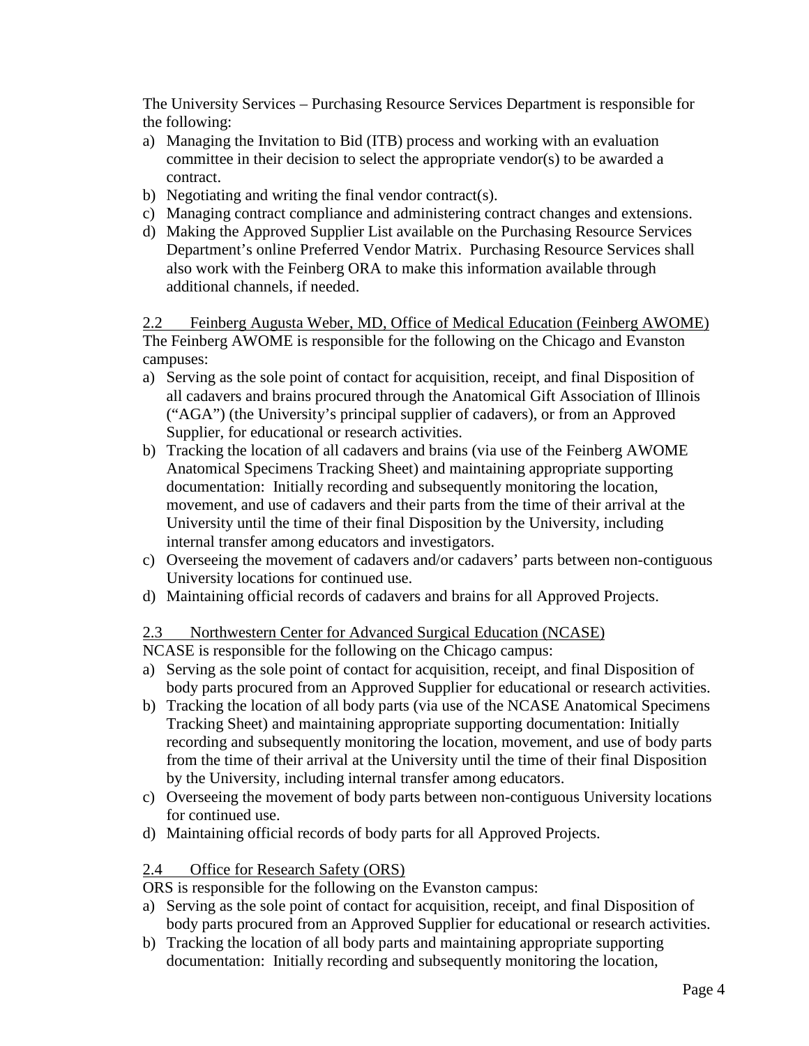The University Services – Purchasing Resource Services Department is responsible for the following:

a) Managing the Invitation to Bid (ITB) process and working with an evaluation committee in their decision to select the appropriate vendor(s) to be awarded a contract.
b) Negotiating and writing the final vendor contract(s).
c) Managing contract compliance and administering contract changes and extensions.
d) Making the Approved Supplier List available on the Purchasing Resource Services Department's online Preferred Vendor Matrix. Purchasing Resource Services shall also work with the Feinberg ORA to make this information available through additional channels, if needed.

### 2.2 Feinberg Augusta Weber, MD, Office of Medical Education (Feinberg AWOME)

The Feinberg AWOME is responsible for the following on the Chicago and Evanston campuses:

a) Serving as the sole point of contact for acquisition, receipt, and final Disposition of all cadavers and brains procured through the Anatomical Gift Association of Illinois ("AGA") (the University's principal supplier of cadavers), or from an Approved Supplier, for educational or research activities.
b) Tracking the location of all cadavers and brains (via use of the Feinberg AWOME Anatomical Specimens Tracking Sheet) and maintaining appropriate supporting documentation: Initially recording and subsequently monitoring the location, movement, and use of cadavers and their parts from the time of their arrival at the University until the time of their final Disposition by the University, including internal transfer among educators and investigators.
c) Overseeing the movement of cadavers and/or cadavers' parts between non-contiguous University locations for continued use.
d) Maintaining official records of cadavers and brains for all Approved Projects.

### 2.3 Northwestern Center for Advanced Surgical Education (NCASE)

NCASE is responsible for the following on the Chicago campus:

a) Serving as the sole point of contact for acquisition, receipt, and final Disposition of body parts procured from an Approved Supplier for educational or research activities.
b) Tracking the location of all body parts (via use of the NCASE Anatomical Specimens Tracking Sheet) and maintaining appropriate supporting documentation: Initially recording and subsequently monitoring the location, movement, and use of body parts from the time of their arrival at the University until the time of their final Disposition by the University, including internal transfer among educators.
c) Overseeing the movement of body parts between non-contiguous University locations for continued use.
d) Maintaining official records of body parts for all Approved Projects.

### 2.4 Office for Research Safety (ORS)

ORS is responsible for the following on the Evanston campus:

a) Serving as the sole point of contact for acquisition, receipt, and final Disposition of body parts procured from an Approved Supplier for educational or research activities.
b) Tracking the location of all body parts and maintaining appropriate supporting documentation: Initially recording and subsequently monitoring the location,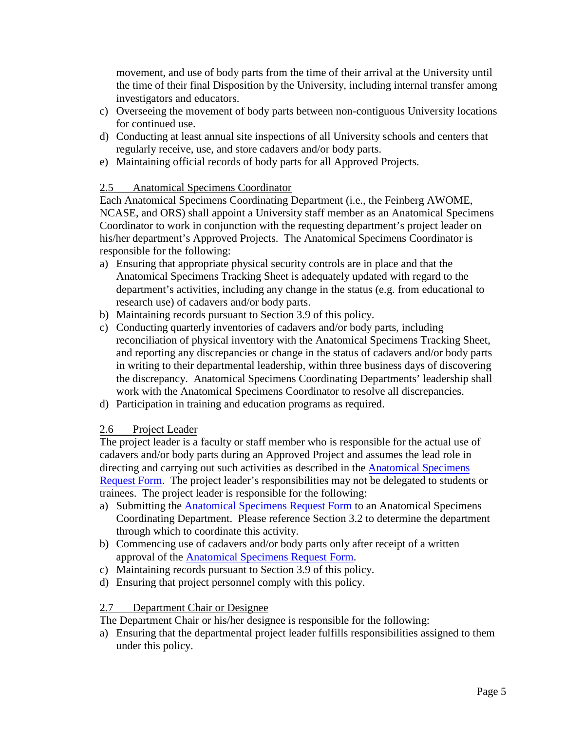movement, and use of body parts from the time of their arrival at the University until the time of their final Disposition by the University, including internal transfer among investigators and educators.

c) Overseeing the movement of body parts between non-contiguous University locations for continued use.

d) Conducting at least annual site inspections of all University schools and centers that regularly receive, use, and store cadavers and/or body parts.

e) Maintaining official records of body parts for all Approved Projects.

### 2.5 Anatomical Specimens Coordinator

Each Anatomical Specimens Coordinating Department (i.e., the Feinberg AWOME, NCASE, and ORS) shall appoint a University staff member as an Anatomical Specimens Coordinator to work in conjunction with the requesting department's project leader on his/her department's Approved Projects. The Anatomical Specimens Coordinator is responsible for the following:

a) Ensuring that appropriate physical security controls are in place and that the Anatomical Specimens Tracking Sheet is adequately updated with regard to the department's activities, including any change in the status (e.g. from educational to research use) of cadavers and/or body parts.

b) Maintaining records pursuant to Section 3.9 of this policy.

c) Conducting quarterly inventories of cadavers and/or body parts, including reconciliation of physical inventory with the Anatomical Specimens Tracking Sheet, and reporting any discrepancies or change in the status of cadavers and/or body parts in writing to their departmental leadership, within three business days of discovering the discrepancy. Anatomical Specimens Coordinating Departments' leadership shall work with the Anatomical Specimens Coordinator to resolve all discrepancies.

d) Participation in training and education programs as required.

### 2.6 Project Leader

The project leader is a faculty or staff member who is responsible for the actual use of cadavers and/or body parts during an Approved Project and assumes the lead role in directing and carrying out such activities as described in the Anatomical Specimens Request Form. The project leader's responsibilities may not be delegated to students or trainees. The project leader is responsible for the following:

a) Submitting the Anatomical Specimens Request Form to an Anatomical Specimens Coordinating Department. Please reference Section 3.2 to determine the department through which to coordinate this activity.

b) Commencing use of cadavers and/or body parts only after receipt of a written approval of the Anatomical Specimens Request Form.

c) Maintaining records pursuant to Section 3.9 of this policy.

d) Ensuring that project personnel comply with this policy.

### 2.7 Department Chair or Designee

The Department Chair or his/her designee is responsible for the following:

a) Ensuring that the departmental project leader fulfills responsibilities assigned to them under this policy.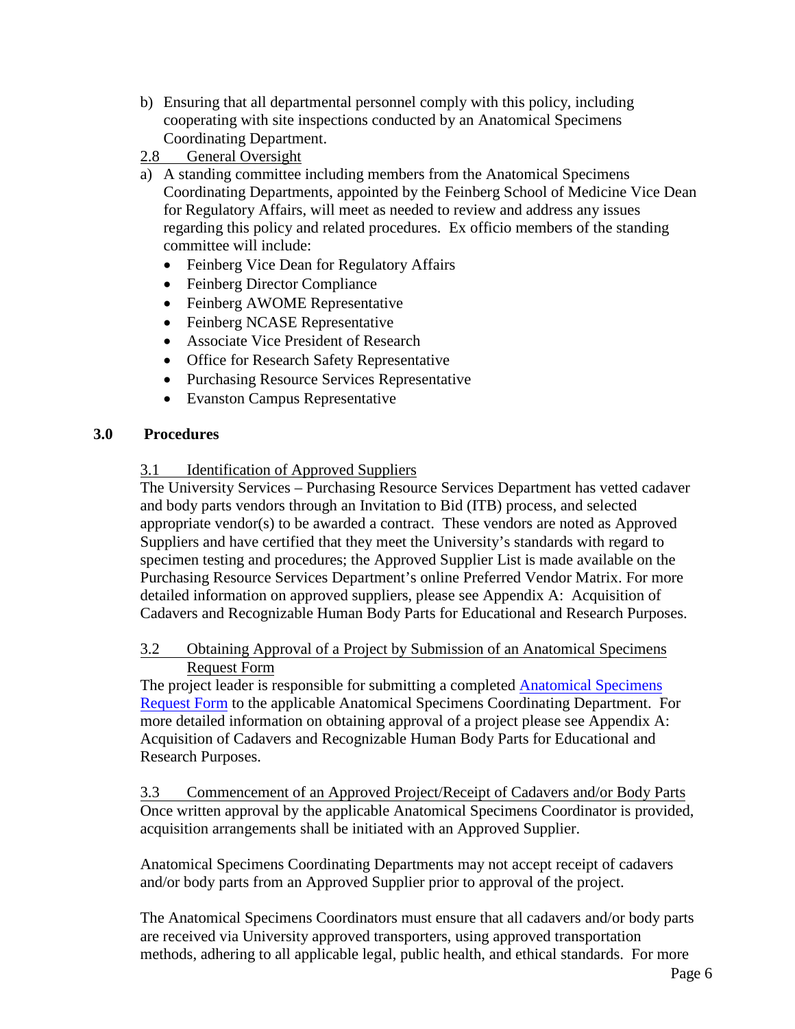b) Ensuring that all departmental personnel comply with this policy, including cooperating with site inspections conducted by an Anatomical Specimens Coordinating Department.

2.8 General Oversight

a) A standing committee including members from the Anatomical Specimens Coordinating Departments, appointed by the Feinberg School of Medicine Vice Dean for Regulatory Affairs, will meet as needed to review and address any issues regarding this policy and related procedures. Ex officio members of the standing committee will include:
   - Feinberg Vice Dean for Regulatory Affairs
   - Feinberg Director Compliance
   - Feinberg AWOME Representative
   - Feinberg NCASE Representative
   - Associate Vice President of Research
   - Office for Research Safety Representative
   - Purchasing Resource Services Representative
   - Evanston Campus Representative

## 3.0 Procedures

3.1 Identification of Approved Suppliers

The University Services – Purchasing Resource Services Department has vetted cadaver and body parts vendors through an Invitation to Bid (ITB) process, and selected appropriate vendor(s) to be awarded a contract. These vendors are noted as Approved Suppliers and have certified that they meet the University's standards with regard to specimen testing and procedures; the Approved Supplier List is made available on the Purchasing Resource Services Department's online Preferred Vendor Matrix. For more detailed information on approved suppliers, please see Appendix A: Acquisition of Cadavers and Recognizable Human Body Parts for Educational and Research Purposes.

3.2 Obtaining Approval of a Project by Submission of an Anatomical Specimens Request Form

The project leader is responsible for submitting a completed Anatomical Specimens Request Form to the applicable Anatomical Specimens Coordinating Department. For more detailed information on obtaining approval of a project please see Appendix A: Acquisition of Cadavers and Recognizable Human Body Parts for Educational and Research Purposes.

3.3 Commencement of an Approved Project/Receipt of Cadavers and/or Body Parts

Once written approval by the applicable Anatomical Specimens Coordinator is provided, acquisition arrangements shall be initiated with an Approved Supplier.

Anatomical Specimens Coordinating Departments may not accept receipt of cadavers and/or body parts from an Approved Supplier prior to approval of the project.

The Anatomical Specimens Coordinators must ensure that all cadavers and/or body parts are received via University approved transporters, using approved transportation methods, adhering to all applicable legal, public health, and ethical standards. For more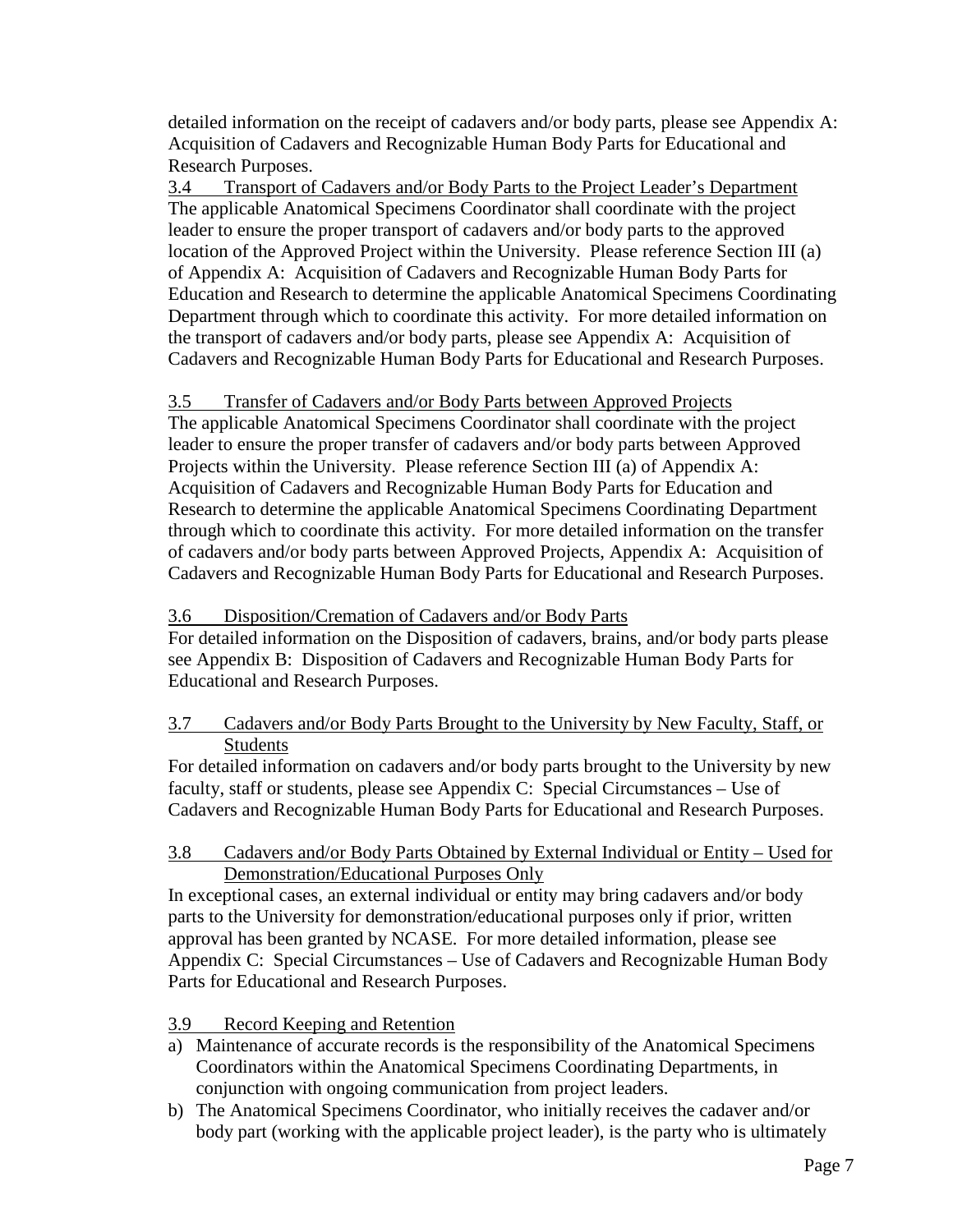detailed information on the receipt of cadavers and/or body parts, please see Appendix A: Acquisition of Cadavers and Recognizable Human Body Parts for Educational and Research Purposes.

### 3.4 Transport of Cadavers and/or Body Parts to the Project Leader's Department

The applicable Anatomical Specimens Coordinator shall coordinate with the project leader to ensure the proper transport of cadavers and/or body parts to the approved location of the Approved Project within the University. Please reference Section III (a) of Appendix A: Acquisition of Cadavers and Recognizable Human Body Parts for Education and Research to determine the applicable Anatomical Specimens Coordinating Department through which to coordinate this activity. For more detailed information on the transport of cadavers and/or body parts, please see Appendix A: Acquisition of Cadavers and Recognizable Human Body Parts for Educational and Research Purposes.

### 3.5 Transfer of Cadavers and/or Body Parts between Approved Projects

The applicable Anatomical Specimens Coordinator shall coordinate with the project leader to ensure the proper transfer of cadavers and/or body parts between Approved Projects within the University. Please reference Section III (a) of Appendix A: Acquisition of Cadavers and Recognizable Human Body Parts for Education and Research to determine the applicable Anatomical Specimens Coordinating Department through which to coordinate this activity. For more detailed information on the transfer of cadavers and/or body parts between Approved Projects, Appendix A: Acquisition of Cadavers and Recognizable Human Body Parts for Educational and Research Purposes.

### 3.6 Disposition/Cremation of Cadavers and/or Body Parts

For detailed information on the Disposition of cadavers, brains, and/or body parts please see Appendix B: Disposition of Cadavers and Recognizable Human Body Parts for Educational and Research Purposes.

### 3.7 Cadavers and/or Body Parts Brought to the University by New Faculty, Staff, or Students

For detailed information on cadavers and/or body parts brought to the University by new faculty, staff or students, please see Appendix C: Special Circumstances – Use of Cadavers and Recognizable Human Body Parts for Educational and Research Purposes.

### 3.8 Cadavers and/or Body Parts Obtained by External Individual or Entity – Used for Demonstration/Educational Purposes Only

In exceptional cases, an external individual or entity may bring cadavers and/or body parts to the University for demonstration/educational purposes only if prior, written approval has been granted by NCASE. For more detailed information, please see Appendix C: Special Circumstances – Use of Cadavers and Recognizable Human Body Parts for Educational and Research Purposes.

### 3.9 Record Keeping and Retention

a) Maintenance of accurate records is the responsibility of the Anatomical Specimens Coordinators within the Anatomical Specimens Coordinating Departments, in conjunction with ongoing communication from project leaders.

b) The Anatomical Specimens Coordinator, who initially receives the cadaver and/or body part (working with the applicable project leader), is the party who is ultimately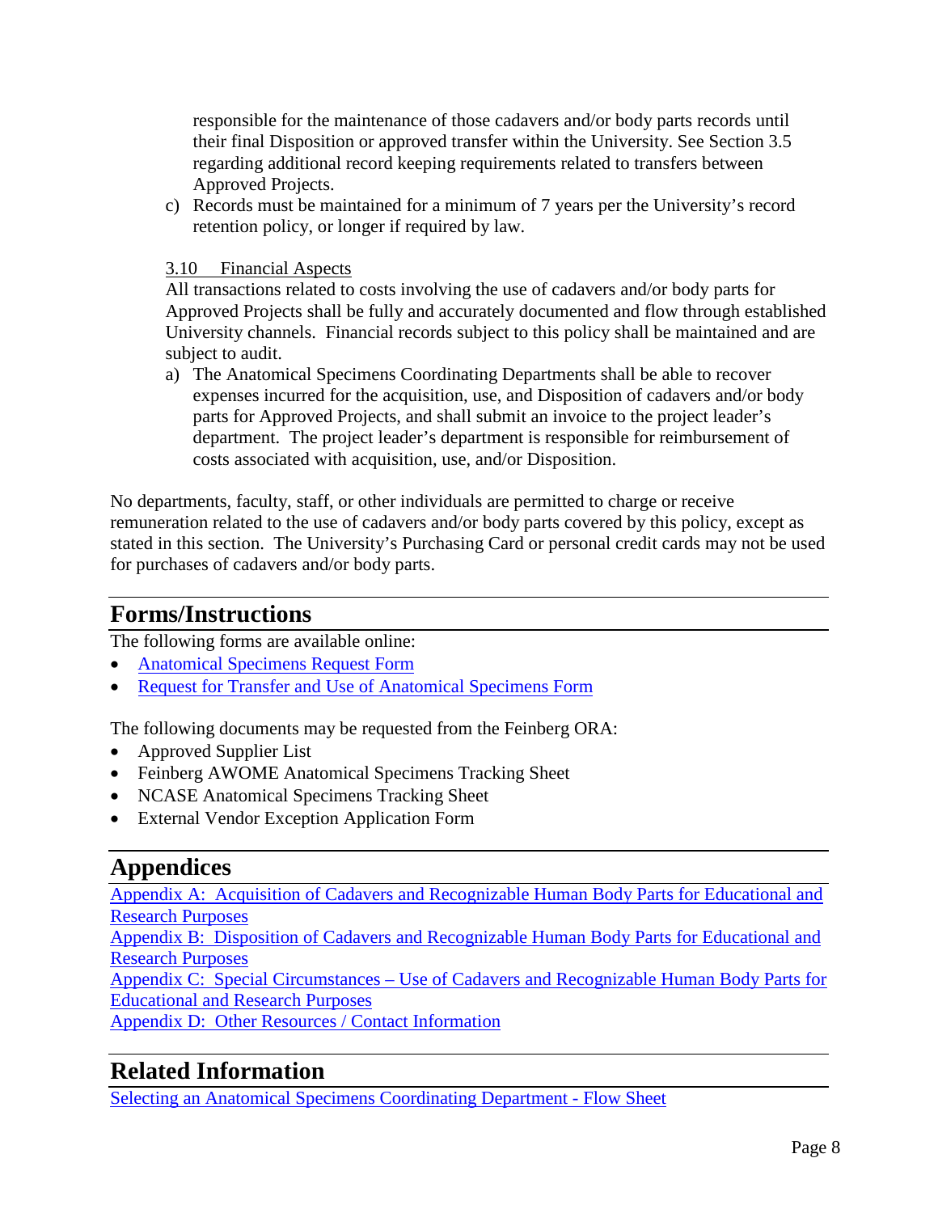responsible for the maintenance of those cadavers and/or body parts records until their final Disposition or approved transfer within the University. See Section 3.5 regarding additional record keeping requirements related to transfers between Approved Projects.

c) Records must be maintained for a minimum of 7 years per the University's record retention policy, or longer if required by law.

3.10 Financial Aspects

All transactions related to costs involving the use of cadavers and/or body parts for Approved Projects shall be fully and accurately documented and flow through established University channels. Financial records subject to this policy shall be maintained and are subject to audit.

a) The Anatomical Specimens Coordinating Departments shall be able to recover expenses incurred for the acquisition, use, and Disposition of cadavers and/or body parts for Approved Projects, and shall submit an invoice to the project leader's department. The project leader's department is responsible for reimbursement of costs associated with acquisition, use, and/or Disposition.

No departments, faculty, staff, or other individuals are permitted to charge or receive remuneration related to the use of cadavers and/or body parts covered by this policy, except as stated in this section. The University's Purchasing Card or personal credit cards may not be used for purchases of cadavers and/or body parts.

## Forms/Instructions

The following forms are available online:

- Anatomical Specimens Request Form
- Request for Transfer and Use of Anatomical Specimens Form

The following documents may be requested from the Feinberg ORA:

- Approved Supplier List
- Feinberg AWOME Anatomical Specimens Tracking Sheet
- NCASE Anatomical Specimens Tracking Sheet
- External Vendor Exception Application Form

## Appendices

Appendix A: Acquisition of Cadavers and Recognizable Human Body Parts for Educational and Research Purposes

Appendix B: Disposition of Cadavers and Recognizable Human Body Parts for Educational and Research Purposes

Appendix C: Special Circumstances – Use of Cadavers and Recognizable Human Body Parts for Educational and Research Purposes

Appendix D: Other Resources / Contact Information

## Related Information

Selecting an Anatomical Specimens Coordinating Department - Flow Sheet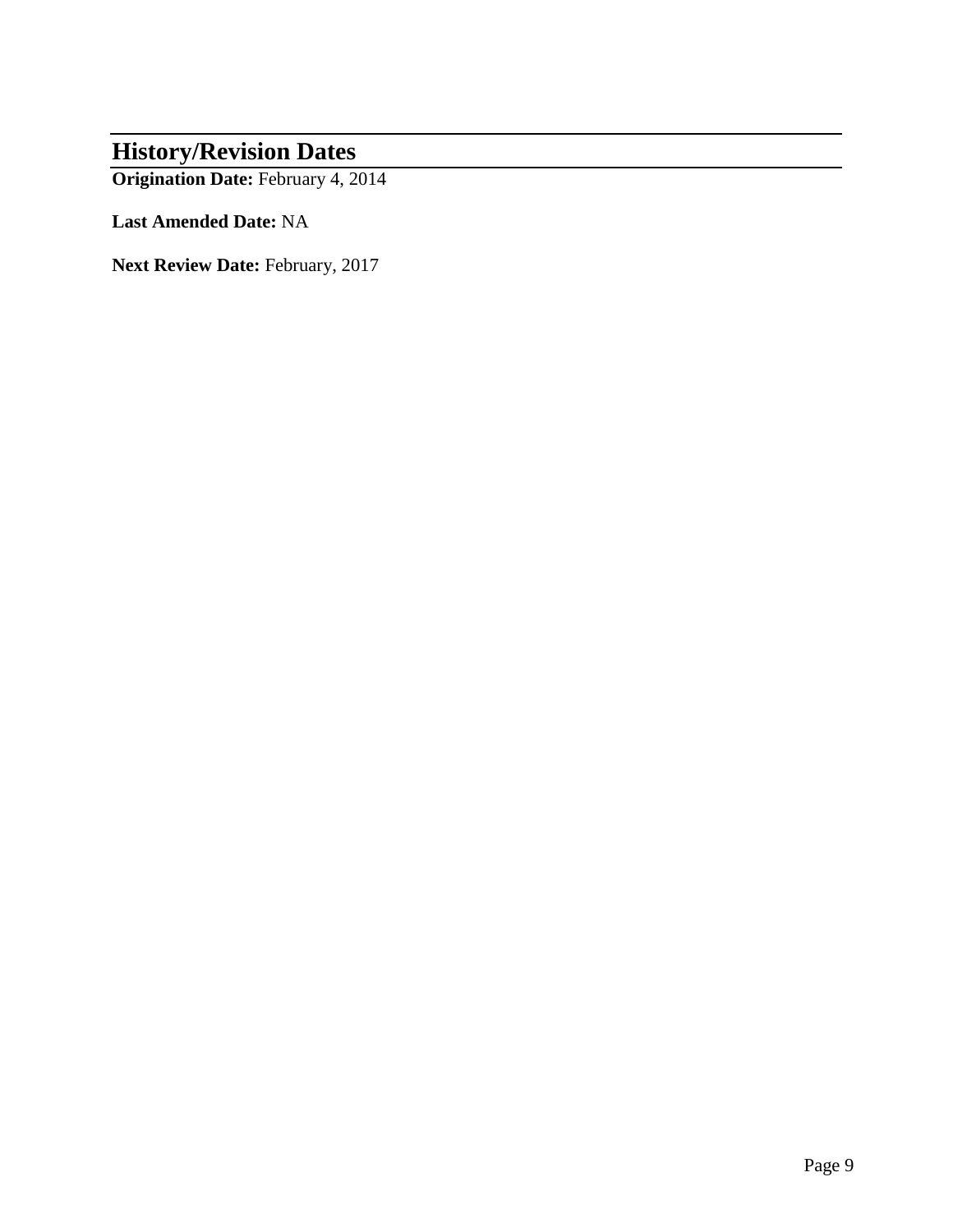## History/Revision Dates

**Origination Date:** February 4, 2014

**Last Amended Date:** NA

**Next Review Date:** February, 2017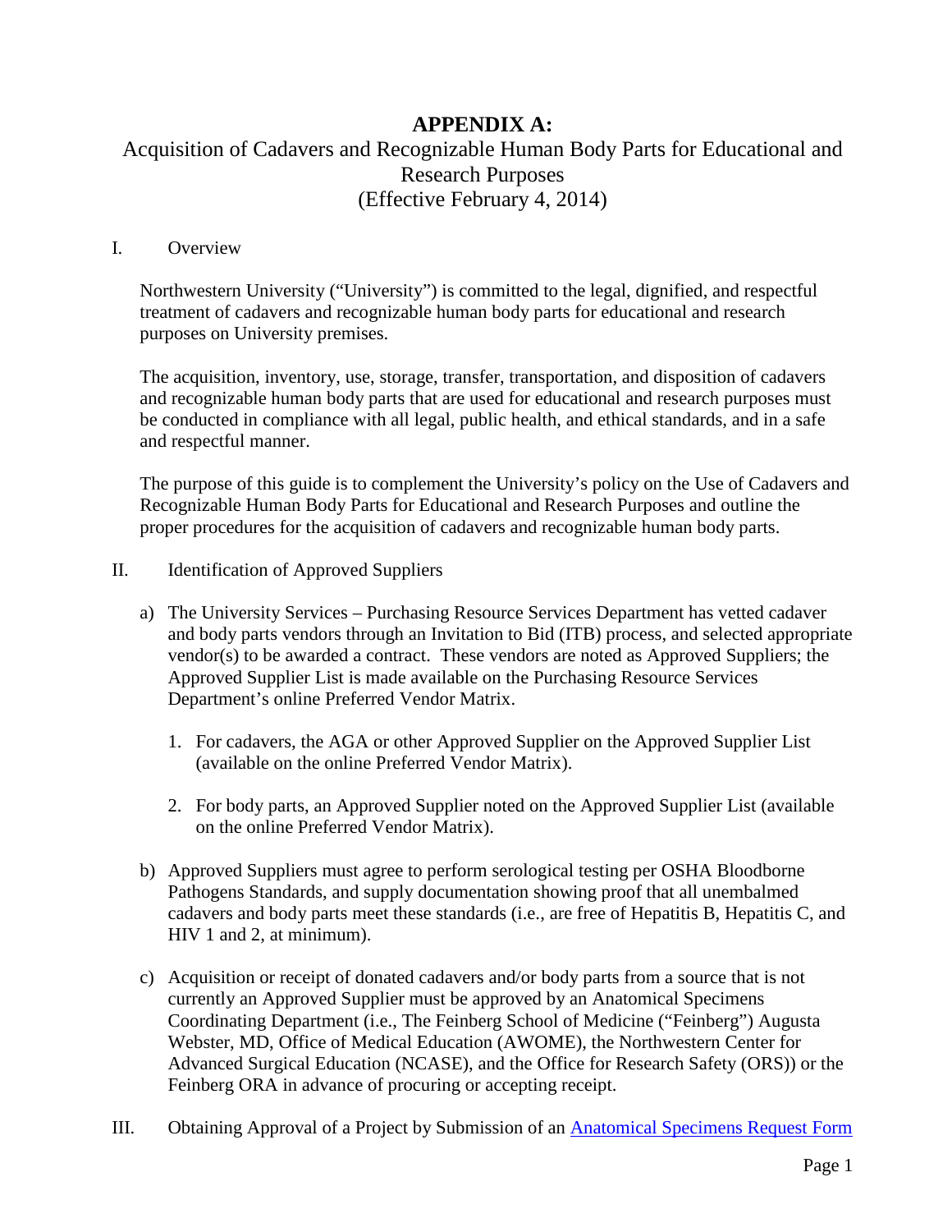# APPENDIX A:

## Acquisition of Cadavers and Recognizable Human Body Parts for Educational and Research Purposes
(Effective February 4, 2014)

I. Overview

Northwestern University ("University") is committed to the legal, dignified, and respectful treatment of cadavers and recognizable human body parts for educational and research purposes on University premises.

The acquisition, inventory, use, storage, transfer, transportation, and disposition of cadavers and recognizable human body parts that are used for educational and research purposes must be conducted in compliance with all legal, public health, and ethical standards, and in a safe and respectful manner.

The purpose of this guide is to complement the University's policy on the Use of Cadavers and Recognizable Human Body Parts for Educational and Research Purposes and outline the proper procedures for the acquisition of cadavers and recognizable human body parts.

II. Identification of Approved Suppliers

a) The University Services – Purchasing Resource Services Department has vetted cadaver and body parts vendors through an Invitation to Bid (ITB) process, and selected appropriate vendor(s) to be awarded a contract. These vendors are noted as Approved Suppliers; the Approved Supplier List is made available on the Purchasing Resource Services Department's online Preferred Vendor Matrix.

   1. For cadavers, the AGA or other Approved Supplier on the Approved Supplier List (available on the online Preferred Vendor Matrix).

   2. For body parts, an Approved Supplier noted on the Approved Supplier List (available on the online Preferred Vendor Matrix).

b) Approved Suppliers must agree to perform serological testing per OSHA Bloodborne Pathogens Standards, and supply documentation showing proof that all unembalmed cadavers and body parts meet these standards (i.e., are free of Hepatitis B, Hepatitis C, and HIV 1 and 2, at minimum).

c) Acquisition or receipt of donated cadavers and/or body parts from a source that is not currently an Approved Supplier must be approved by an Anatomical Specimens Coordinating Department (i.e., The Feinberg School of Medicine ("Feinberg") Augusta Webster, MD, Office of Medical Education (AWOME), the Northwestern Center for Advanced Surgical Education (NCASE), and the Office for Research Safety (ORS)) or the Feinberg ORA in advance of procuring or accepting receipt.

III. Obtaining Approval of a Project by Submission of an Anatomical Specimens Request Form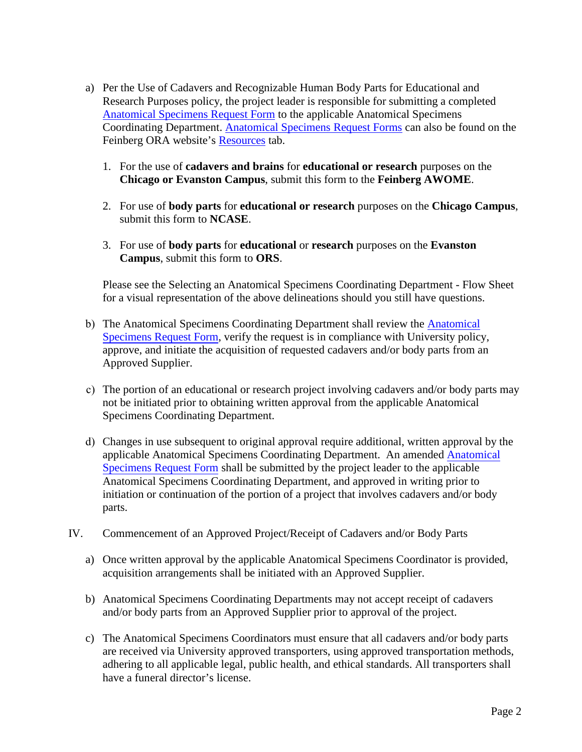a) Per the Use of Cadavers and Recognizable Human Body Parts for Educational and Research Purposes policy, the project leader is responsible for submitting a completed Anatomical Specimens Request Form to the applicable Anatomical Specimens Coordinating Department. Anatomical Specimens Request Forms can also be found on the Feinberg ORA website's Resources tab.

   1. For the use of **cadavers and brains** for **educational or research** purposes on the **Chicago or Evanston Campus**, submit this form to the **Feinberg AWOME**.

   2. For use of **body parts** for **educational or research** purposes on the **Chicago Campus**, submit this form to **NCASE**.

   3. For use of **body parts** for **educational** or **research** purposes on the **Evanston Campus**, submit this form to **ORS**.

   Please see the Selecting an Anatomical Specimens Coordinating Department - Flow Sheet for a visual representation of the above delineations should you still have questions.

b) The Anatomical Specimens Coordinating Department shall review the Anatomical Specimens Request Form, verify the request is in compliance with University policy, approve, and initiate the acquisition of requested cadavers and/or body parts from an Approved Supplier.

c) The portion of an educational or research project involving cadavers and/or body parts may not be initiated prior to obtaining written approval from the applicable Anatomical Specimens Coordinating Department.

d) Changes in use subsequent to original approval require additional, written approval by the applicable Anatomical Specimens Coordinating Department. An amended Anatomical Specimens Request Form shall be submitted by the project leader to the applicable Anatomical Specimens Coordinating Department, and approved in writing prior to initiation or continuation of the portion of a project that involves cadavers and/or body parts.

IV. Commencement of an Approved Project/Receipt of Cadavers and/or Body Parts

a) Once written approval by the applicable Anatomical Specimens Coordinator is provided, acquisition arrangements shall be initiated with an Approved Supplier.

b) Anatomical Specimens Coordinating Departments may not accept receipt of cadavers and/or body parts from an Approved Supplier prior to approval of the project.

c) The Anatomical Specimens Coordinators must ensure that all cadavers and/or body parts are received via University approved transporters, using approved transportation methods, adhering to all applicable legal, public health, and ethical standards. All transporters shall have a funeral director's license.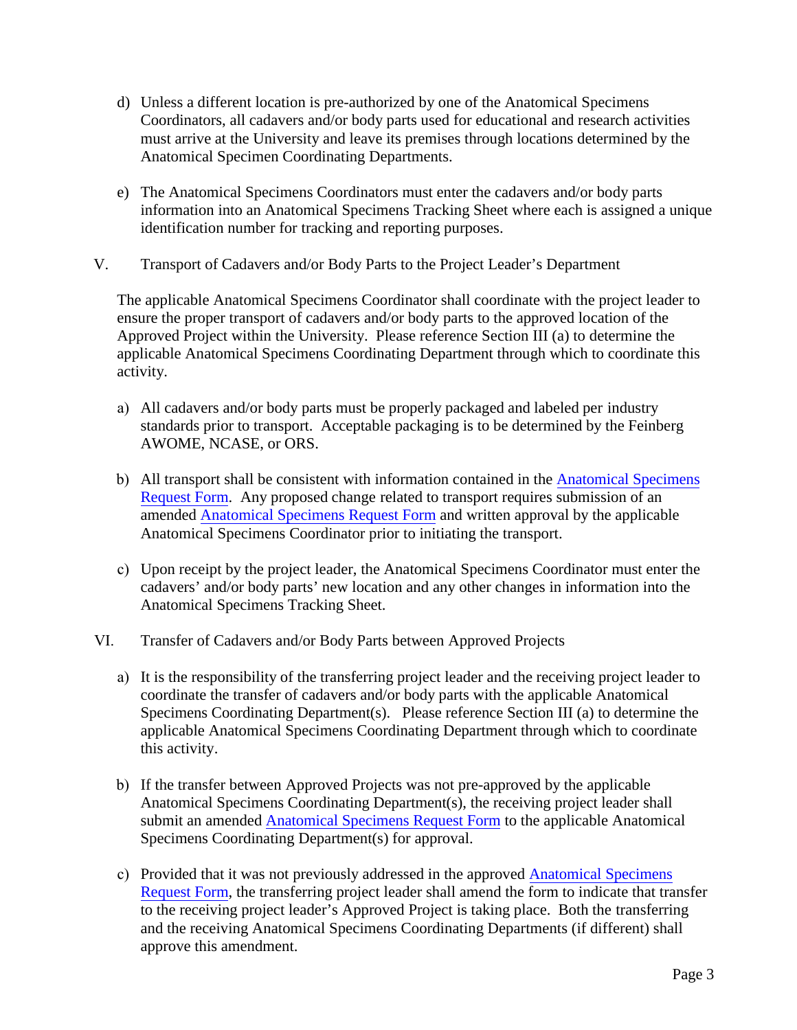d) Unless a different location is pre-authorized by one of the Anatomical Specimens Coordinators, all cadavers and/or body parts used for educational and research activities must arrive at the University and leave its premises through locations determined by the Anatomical Specimen Coordinating Departments.

e) The Anatomical Specimens Coordinators must enter the cadavers and/or body parts information into an Anatomical Specimens Tracking Sheet where each is assigned a unique identification number for tracking and reporting purposes.

## V. Transport of Cadavers and/or Body Parts to the Project Leader's Department

The applicable Anatomical Specimens Coordinator shall coordinate with the project leader to ensure the proper transport of cadavers and/or body parts to the approved location of the Approved Project within the University. Please reference Section III (a) to determine the applicable Anatomical Specimens Coordinating Department through which to coordinate this activity.

a) All cadavers and/or body parts must be properly packaged and labeled per industry standards prior to transport. Acceptable packaging is to be determined by the Feinberg AWOME, NCASE, or ORS.

b) All transport shall be consistent with information contained in the Anatomical Specimens Request Form. Any proposed change related to transport requires submission of an amended Anatomical Specimens Request Form and written approval by the applicable Anatomical Specimens Coordinator prior to initiating the transport.

c) Upon receipt by the project leader, the Anatomical Specimens Coordinator must enter the cadavers' and/or body parts' new location and any other changes in information into the Anatomical Specimens Tracking Sheet.

## VI. Transfer of Cadavers and/or Body Parts between Approved Projects

a) It is the responsibility of the transferring project leader and the receiving project leader to coordinate the transfer of cadavers and/or body parts with the applicable Anatomical Specimens Coordinating Department(s). Please reference Section III (a) to determine the applicable Anatomical Specimens Coordinating Department through which to coordinate this activity.

b) If the transfer between Approved Projects was not pre-approved by the applicable Anatomical Specimens Coordinating Department(s), the receiving project leader shall submit an amended Anatomical Specimens Request Form to the applicable Anatomical Specimens Coordinating Department(s) for approval.

c) Provided that it was not previously addressed in the approved Anatomical Specimens Request Form, the transferring project leader shall amend the form to indicate that transfer to the receiving project leader's Approved Project is taking place. Both the transferring and the receiving Anatomical Specimens Coordinating Departments (if different) shall approve this amendment.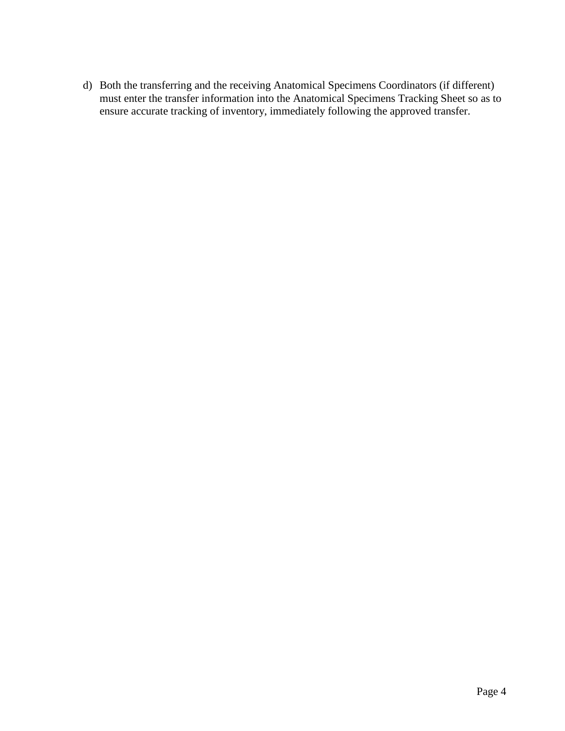d) Both the transferring and the receiving Anatomical Specimens Coordinators (if different) must enter the transfer information into the Anatomical Specimens Tracking Sheet so as to ensure accurate tracking of inventory, immediately following the approved transfer.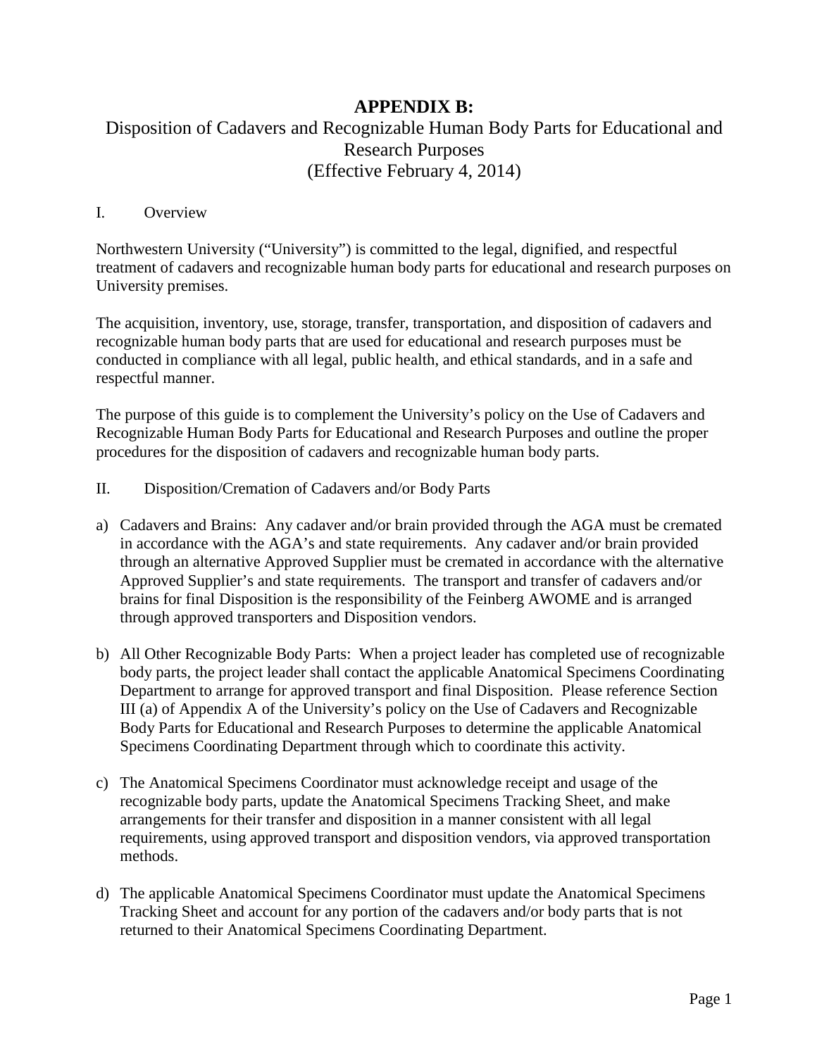# APPENDIX B:

## Disposition of Cadavers and Recognizable Human Body Parts for Educational and Research Purposes
## (Effective February 4, 2014)

I. Overview

Northwestern University ("University") is committed to the legal, dignified, and respectful treatment of cadavers and recognizable human body parts for educational and research purposes on University premises.

The acquisition, inventory, use, storage, transfer, transportation, and disposition of cadavers and recognizable human body parts that are used for educational and research purposes must be conducted in compliance with all legal, public health, and ethical standards, and in a safe and respectful manner.

The purpose of this guide is to complement the University's policy on the Use of Cadavers and Recognizable Human Body Parts for Educational and Research Purposes and outline the proper procedures for the disposition of cadavers and recognizable human body parts.

II. Disposition/Cremation of Cadavers and/or Body Parts

a) Cadavers and Brains: Any cadaver and/or brain provided through the AGA must be cremated in accordance with the AGA's and state requirements. Any cadaver and/or brain provided through an alternative Approved Supplier must be cremated in accordance with the alternative Approved Supplier's and state requirements. The transport and transfer of cadavers and/or brains for final Disposition is the responsibility of the Feinberg AWOME and is arranged through approved transporters and Disposition vendors.

b) All Other Recognizable Body Parts: When a project leader has completed use of recognizable body parts, the project leader shall contact the applicable Anatomical Specimens Coordinating Department to arrange for approved transport and final Disposition. Please reference Section III (a) of Appendix A of the University's policy on the Use of Cadavers and Recognizable Body Parts for Educational and Research Purposes to determine the applicable Anatomical Specimens Coordinating Department through which to coordinate this activity.

c) The Anatomical Specimens Coordinator must acknowledge receipt and usage of the recognizable body parts, update the Anatomical Specimens Tracking Sheet, and make arrangements for their transfer and disposition in a manner consistent with all legal requirements, using approved transport and disposition vendors, via approved transportation methods.

d) The applicable Anatomical Specimens Coordinator must update the Anatomical Specimens Tracking Sheet and account for any portion of the cadavers and/or body parts that is not returned to their Anatomical Specimens Coordinating Department.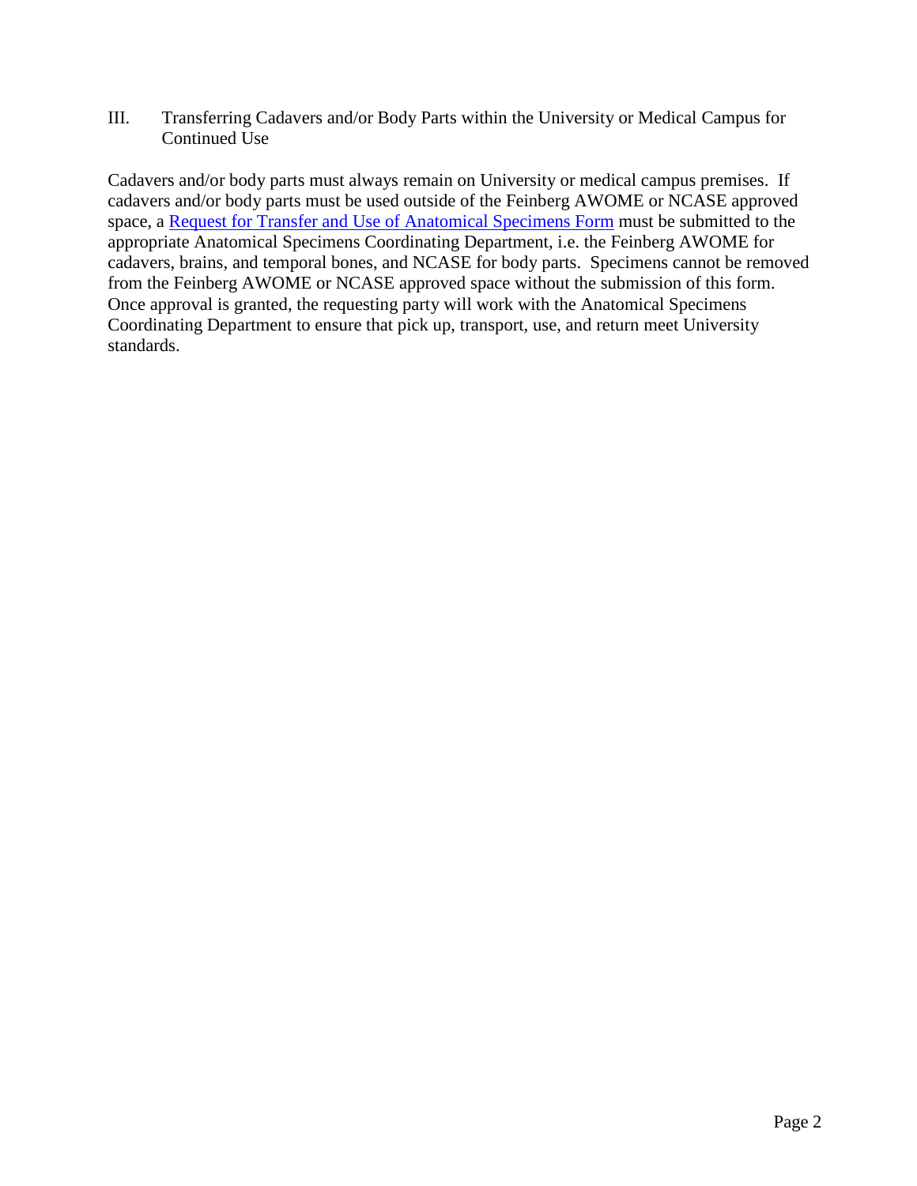## III. Transferring Cadavers and/or Body Parts within the University or Medical Campus for Continued Use

Cadavers and/or body parts must always remain on University or medical campus premises. If cadavers and/or body parts must be used outside of the Feinberg AWOME or NCASE approved space, a Request for Transfer and Use of Anatomical Specimens Form must be submitted to the appropriate Anatomical Specimens Coordinating Department, i.e. the Feinberg AWOME for cadavers, brains, and temporal bones, and NCASE for body parts. Specimens cannot be removed from the Feinberg AWOME or NCASE approved space without the submission of this form. Once approval is granted, the requesting party will work with the Anatomical Specimens Coordinating Department to ensure that pick up, transport, use, and return meet University standards.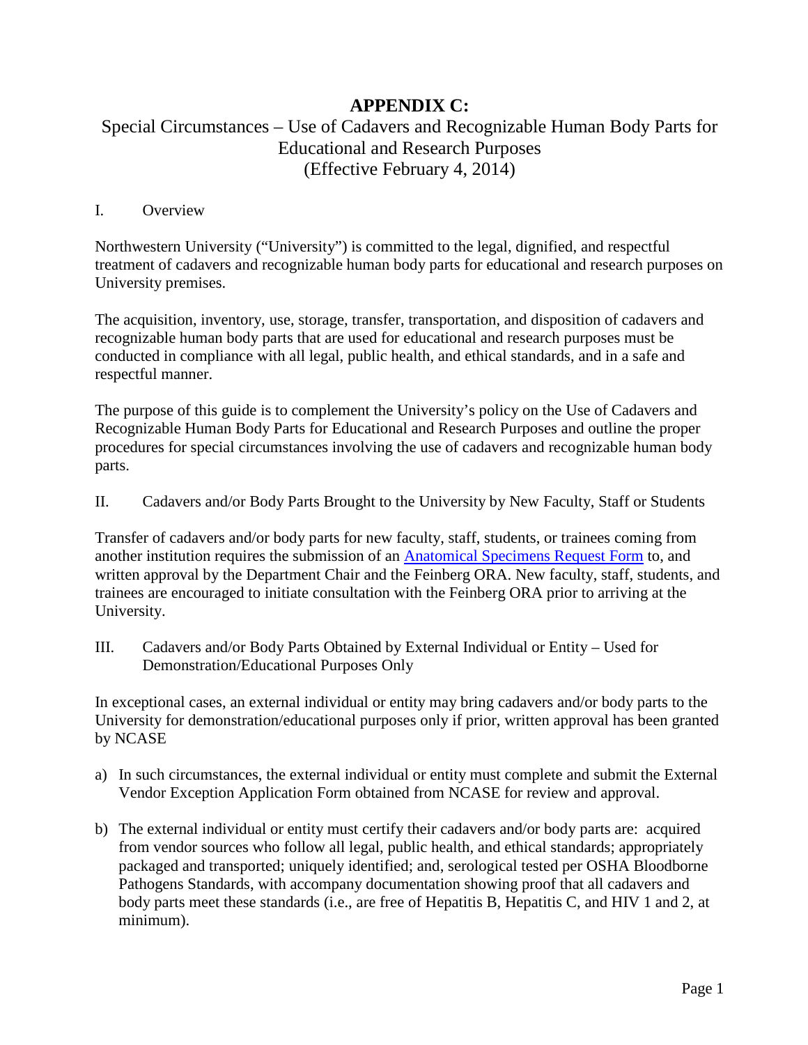# APPENDIX C:

## Special Circumstances – Use of Cadavers and Recognizable Human Body Parts for Educational and Research Purposes (Effective February 4, 2014)

I. Overview

Northwestern University ("University") is committed to the legal, dignified, and respectful treatment of cadavers and recognizable human body parts for educational and research purposes on University premises.

The acquisition, inventory, use, storage, transfer, transportation, and disposition of cadavers and recognizable human body parts that are used for educational and research purposes must be conducted in compliance with all legal, public health, and ethical standards, and in a safe and respectful manner.

The purpose of this guide is to complement the University's policy on the Use of Cadavers and Recognizable Human Body Parts for Educational and Research Purposes and outline the proper procedures for special circumstances involving the use of cadavers and recognizable human body parts.

II. Cadavers and/or Body Parts Brought to the University by New Faculty, Staff or Students

Transfer of cadavers and/or body parts for new faculty, staff, students, or trainees coming from another institution requires the submission of an Anatomical Specimens Request Form to, and written approval by the Department Chair and the Feinberg ORA. New faculty, staff, students, and trainees are encouraged to initiate consultation with the Feinberg ORA prior to arriving at the University.

III. Cadavers and/or Body Parts Obtained by External Individual or Entity – Used for Demonstration/Educational Purposes Only

In exceptional cases, an external individual or entity may bring cadavers and/or body parts to the University for demonstration/educational purposes only if prior, written approval has been granted by NCASE

a) In such circumstances, the external individual or entity must complete and submit the External Vendor Exception Application Form obtained from NCASE for review and approval.

b) The external individual or entity must certify their cadavers and/or body parts are: acquired from vendor sources who follow all legal, public health, and ethical standards; appropriately packaged and transported; uniquely identified; and, serological tested per OSHA Bloodborne Pathogens Standards, with accompany documentation showing proof that all cadavers and body parts meet these standards (i.e., are free of Hepatitis B, Hepatitis C, and HIV 1 and 2, at minimum).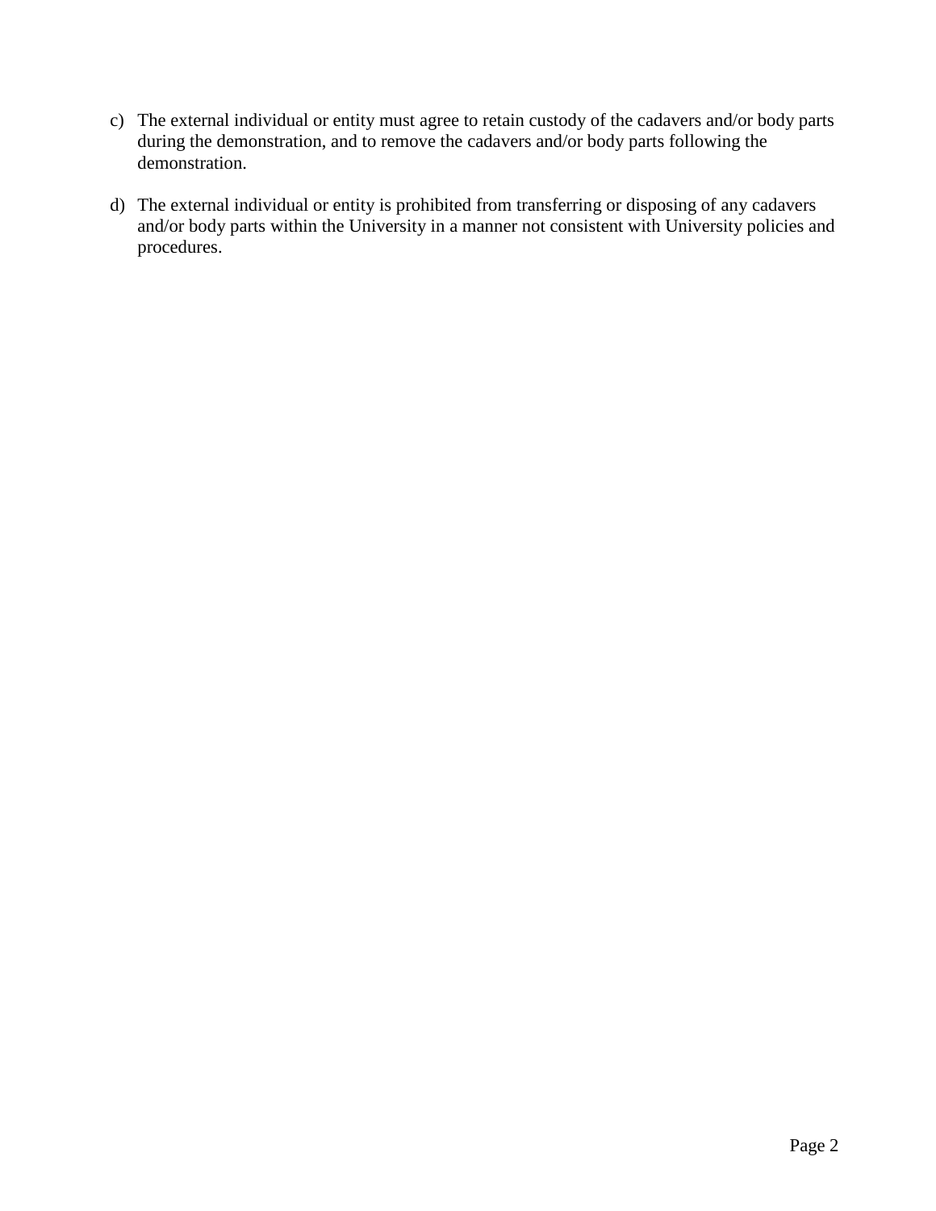c) The external individual or entity must agree to retain custody of the cadavers and/or body parts during the demonstration, and to remove the cadavers and/or body parts following the demonstration.

d) The external individual or entity is prohibited from transferring or disposing of any cadavers and/or body parts within the University in a manner not consistent with University policies and procedures.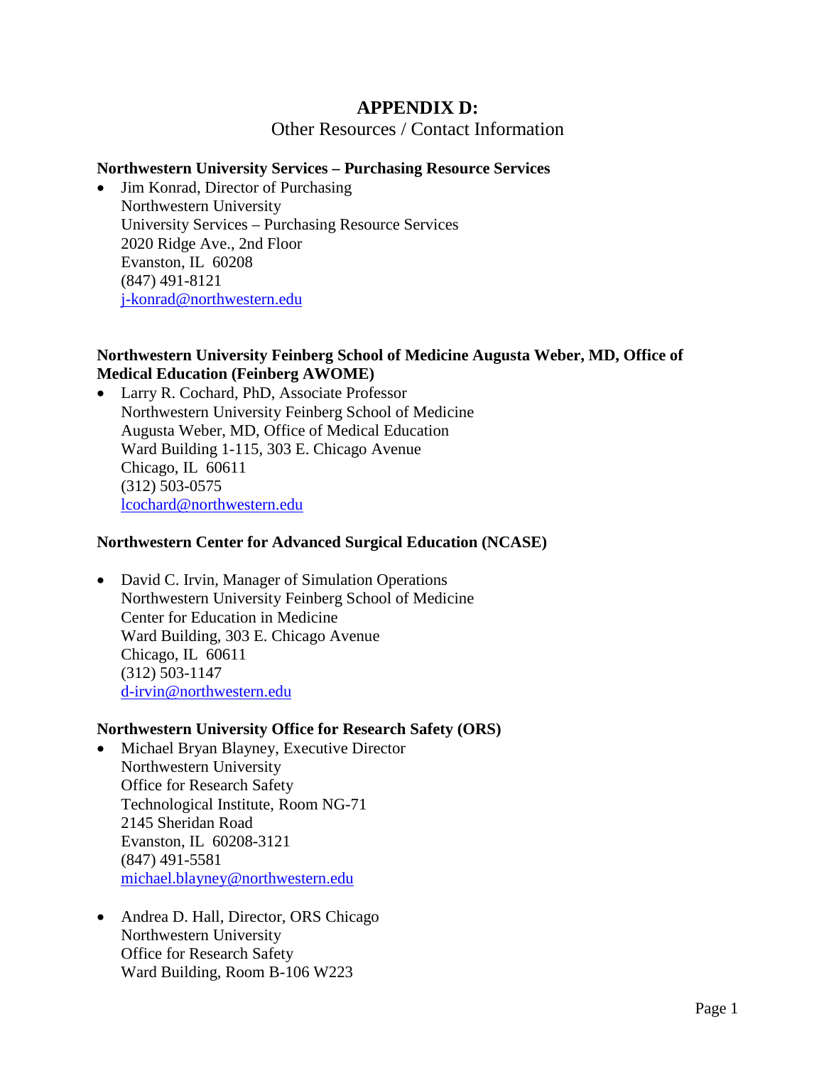# APPENDIX D:

Other Resources / Contact Information

**Northwestern University Services – Purchasing Resource Services**

- Jim Konrad, Director of Purchasing
  Northwestern University
  University Services – Purchasing Resource Services
  2020 Ridge Ave., 2nd Floor
  Evanston, IL  60208
  (847) 491-8121
  j-konrad@northwestern.edu

**Northwestern University Feinberg School of Medicine Augusta Weber, MD, Office of Medical Education (Feinberg AWOME)**

- Larry R. Cochard, PhD, Associate Professor
  Northwestern University Feinberg School of Medicine
  Augusta Weber, MD, Office of Medical Education
  Ward Building 1-115, 303 E. Chicago Avenue
  Chicago, IL  60611
  (312) 503-0575
  lcochard@northwestern.edu

**Northwestern Center for Advanced Surgical Education (NCASE)**

- David C. Irvin, Manager of Simulation Operations
  Northwestern University Feinberg School of Medicine
  Center for Education in Medicine
  Ward Building, 303 E. Chicago Avenue
  Chicago, IL  60611
  (312) 503-1147
  d-irvin@northwestern.edu

**Northwestern University Office for Research Safety (ORS)**

- Michael Bryan Blayney, Executive Director
  Northwestern University
  Office for Research Safety
  Technological Institute, Room NG-71
  2145 Sheridan Road
  Evanston, IL  60208-3121
  (847) 491-5581
  michael.blayney@northwestern.edu

- Andrea D. Hall, Director, ORS Chicago
  Northwestern University
  Office for Research Safety
  Ward Building, Room B-106 W223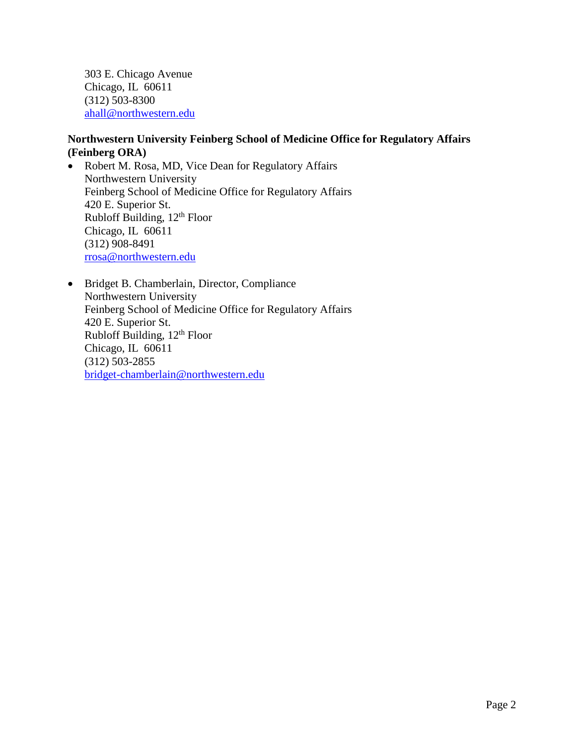303 E. Chicago Avenue
Chicago, IL 60611
(312) 503-8300
ahall@northwestern.edu

**Northwestern University Feinberg School of Medicine Office for Regulatory Affairs (Feinberg ORA)**

- Robert M. Rosa, MD, Vice Dean for Regulatory Affairs
  Northwestern University
  Feinberg School of Medicine Office for Regulatory Affairs
  420 E. Superior St.
  Rubloff Building, 12th Floor
  Chicago, IL 60611
  (312) 908-8491
  rrosa@northwestern.edu

- Bridget B. Chamberlain, Director, Compliance
  Northwestern University
  Feinberg School of Medicine Office for Regulatory Affairs
  420 E. Superior St.
  Rubloff Building, 12th Floor
  Chicago, IL 60611
  (312) 503-2855
  bridget-chamberlain@northwestern.edu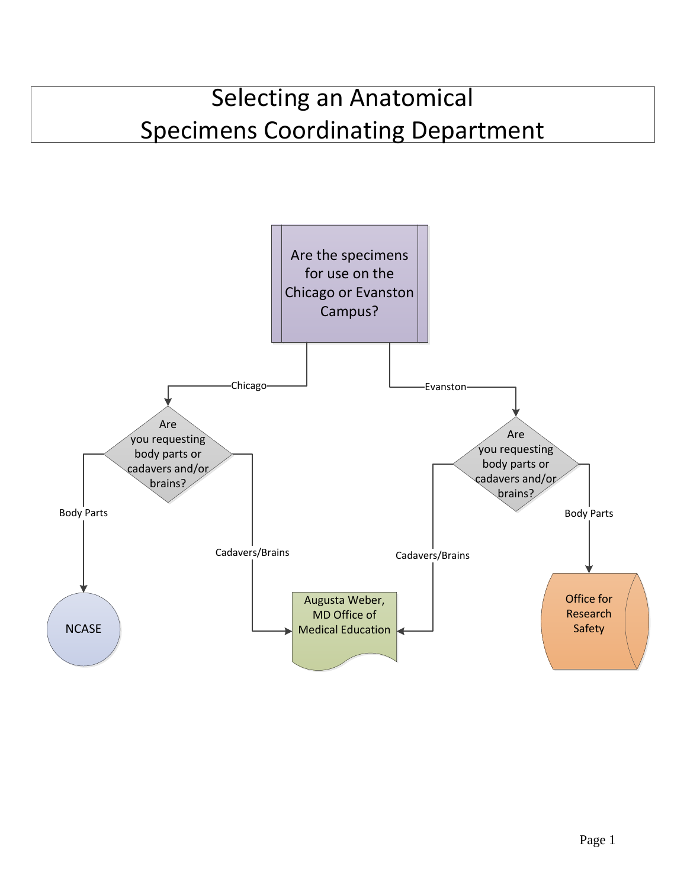# Selecting an Anatomical Specimens Coordinating Department

Are the specimens for use on the Chicago or Evanston Campus?

Chicago

Evanston

Are you requesting body parts or cadavers and/or brains?

Are you requesting body parts or cadavers and/or brains?

Body Parts

Cadavers/Brains

Cadavers/Brains

Body Parts

NCASE

Augusta Weber, MD Office of Medical Education

Office for Research Safety